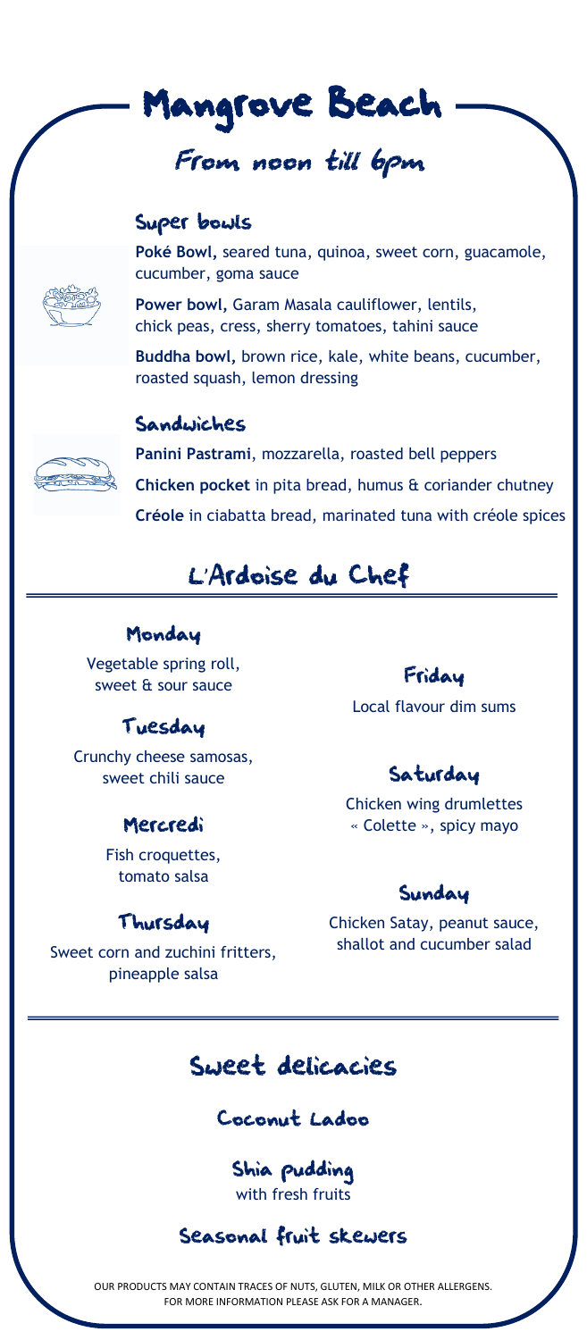# Mangrove Beach

## From noon till 6pm

### Super bowls

**Poké Bowl,** seared tuna, quinoa, sweet corn, guacamole, cucumber, goma sauce

**Power bowl,** Garam Masala cauliflower, lentils, chick peas, cress, sherry tomatoes, tahini sauce

**Buddha bowl,** brown rice, kale, white beans, cucumber, roasted squash, lemon dressing

### Sandwiches

**Panini Pastrami**, mozzarella, roasted bell peppers

**Chicken pocket** in pita bread, humus & coriander chutney

**Créole** in ciabatta bread, marinated tuna with créole spices

## L'Ardoise du Chef

### Monday

Vegetable spring roll, sweet & sour sauce

### Tuesday

Crunchy cheese samosas, sweet chili sauce

### Mercredi

Fish croquettes, tomato salsa

### Thursday

Sweet corn and zuchini fritters, pineapple salsa

### Friday

Local flavour dim sums

### Saturday

Chicken wing drumlettes « Colette », spicy mayo

### Sunday

Chicken Satay, peanut sauce, shallot and cucumber salad

## Sweet delicacies

### Coconut Ladoo

### Shia pudding

with fresh fruits

### Seasonal fruit skewers

OUR PRODUCTS MAY CONTAIN TRACES OF NUTS, GLUTEN, MILK OR OTHER ALLERGENS. FOR MORE INFORMATION PLEASE ASK FOR A MANAGER.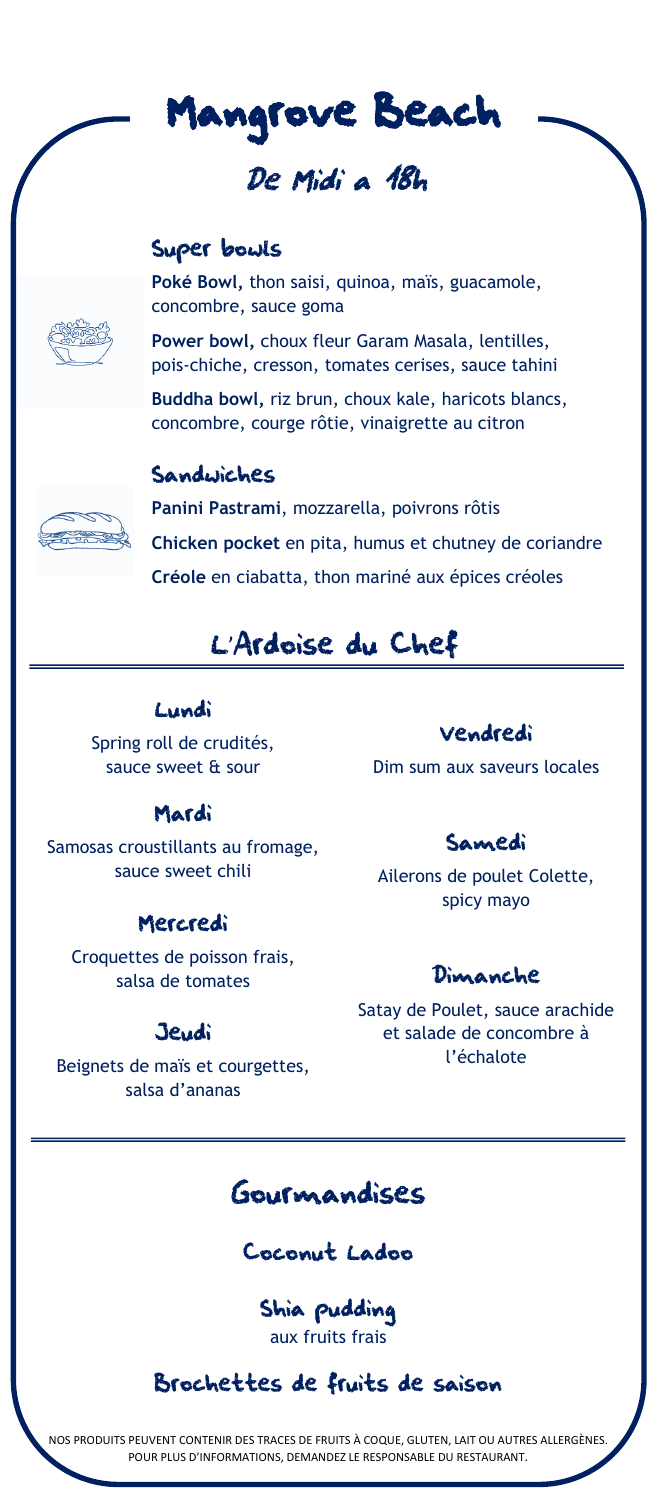# Mangrove Beach

## De Midi a 18h

### Super bowls

**Poké Bowl,** thon saisi, quinoa, maïs, guacamole, concombre, sauce goma

**Power bowl,** choux fleur Garam Masala, lentilles, pois-chiche, cresson, tomates cerises, sauce tahini

**Buddha bowl,** riz brun, choux kale, haricots blancs, concombre, courge rôtie, vinaigrette au citron

### Sandwiches

**Panini Pastrami**, mozzarella, poivrons rôtis

**Chicken pocket** en pita, humus et chutney de coriandre

**Créole** en ciabatta, thon mariné aux épices créoles

## L'Ardoise du Chef

### Lundi

Spring roll de crudités, sauce sweet & sour

### Mardi

Samosas croustillants au fromage, sauce sweet chili

### Mercredi

Croquettes de poisson frais, salsa de tomates

### Jeudi

Beignets de maïs et courgettes, salsa d'ananas

### Vendredi

Dim sum aux saveurs locales

### Samedi

Ailerons de poulet Colette, spicy mayo

### Dimanche

Satay de Poulet, sauce arachide et salade de concombre à l'échalote

## Gourmandises

### Coconut Ladoo

### Shia pudding

aux fruits frais

### Brochettes de fruits de saison

NOS PRODUITS PEUVENT CONTENIR DES TRACES DE FRUITS À COQUE, GLUTEN, LAIT OU AUTRES ALLERGÈNES. POUR PLUS D'INFORMATIONS, DEMANDEZ LE RESPONSABLE DU RESTAURANT.